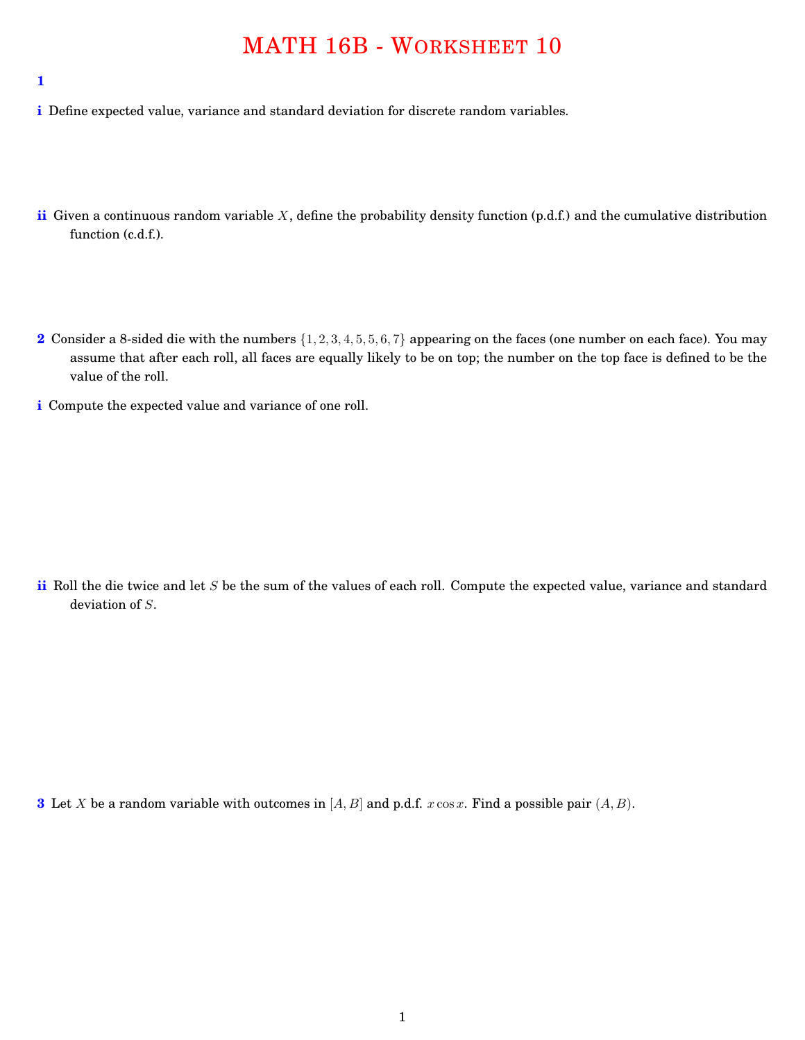# MATH 16B - Worksheet 10

**1**

**i** Define expected value, variance and standard deviation for discrete random variables.

**ii** Given a continuous random variable $X$, define the probability density function (p.d.f.) and the cumulative distribution function (c.d.f.).

**2** Consider a 8-sided die with the numbers $\{1, 2, 3, 4, 5, 5, 6, 7\}$ appearing on the faces (one number on each face). You may assume that after each roll, all faces are equally likely to be on top; the number on the top face is defined to be the value of the roll.

**i** Compute the expected value and variance of one roll.

**ii** Roll the die twice and let $S$ be the sum of the values of each roll. Compute the expected value, variance and standard deviation of $S$.

**3** Let $X$ be a random variable with outcomes in $[A, B]$ and p.d.f. $x \cos x$. Find a possible pair $(A, B)$.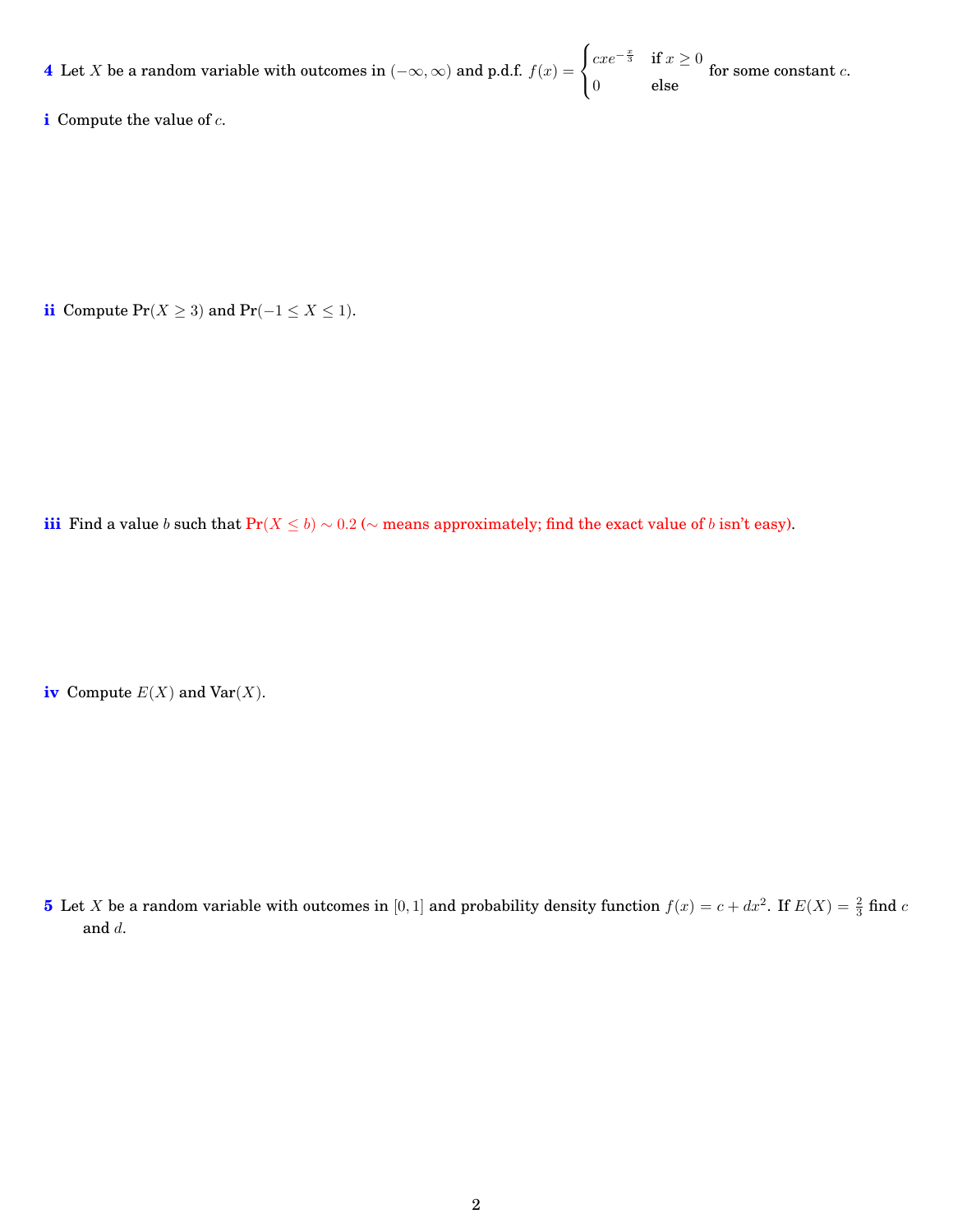**4** Let $X$ be a random variable with outcomes in $(-\infty, \infty)$ and p.d.f. $f(x) = \begin{cases} cxe^{-\frac{x}{3}} & \text{if } x \geq 0 \\ 0 & \text{else} \end{cases}$ for some constant $c$.

**i** Compute the value of $c$.

**ii** Compute $\Pr(X \geq 3)$ and $\Pr(-1 \leq X \leq 1)$.

**iii** Find a value $b$ such that $\Pr(X \leq b) \sim 0.2$ ($\sim$ means approximately; find the exact value of $b$ isn't easy).

**iv** Compute $E(X)$ and $\text{Var}(X)$.

**5** Let $X$ be a random variable with outcomes in $[0, 1]$ and probability density function $f(x) = c + dx^2$. If $E(X) = \frac{2}{3}$ find $c$ and $d$.